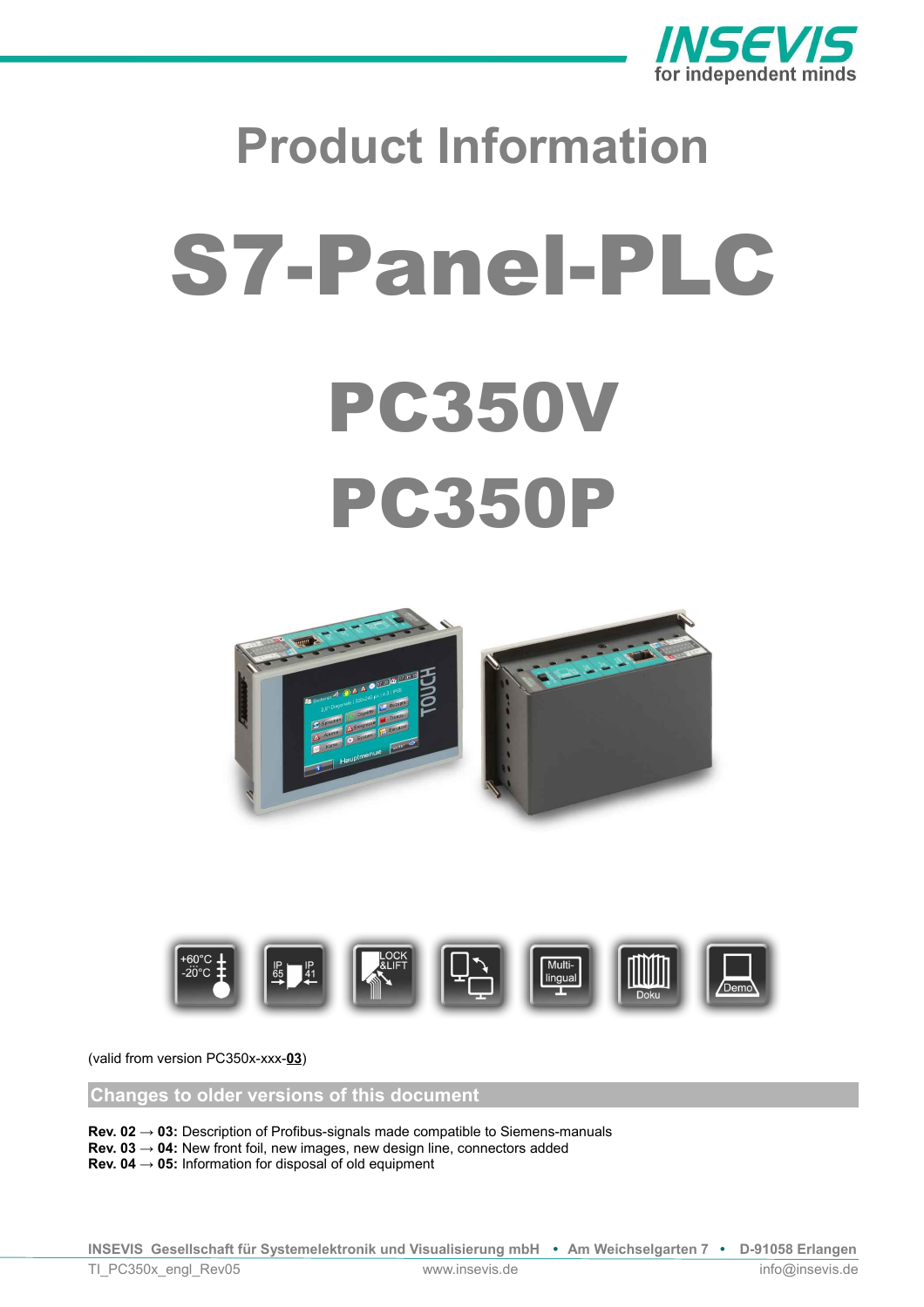# Product Information

# S7-Panel-PLC

# PC350V
# PC350P

(valid from version PC350x-xxx-**03**)

## Changes to older versions of this document

**Rev. 02 → 03:** Description of Profibus-signals made compatible to Siemens-manuals
**Rev. 03 → 04:** New front foil, new images, new design line, connectors added
**Rev. 04 → 05:** Information for disposal of old equipment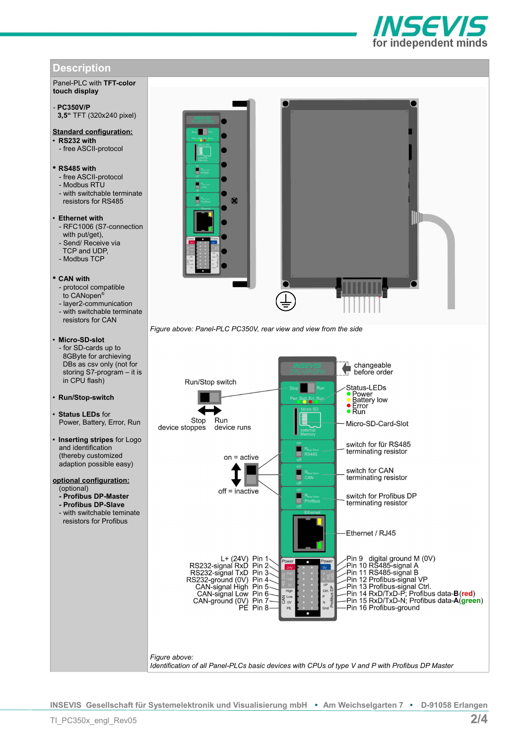## Description

Panel-PLC with **TFT-color touch display**

- **PC350V/P**
  **3,5“** TFT (320x240 pixel)

**Standard configuration:**

- **RS232 with**
  - free ASCII-protocol
- **RS485 with**
  - free ASCII-protocol
  - Modbus RTU
  - with switchable terminate resistors for RS485
- **Ethernet with**
  - RFC1006 (S7-connection with put/get),
  - Send/ Receive via TCP and UDP,
  - Modbus TCP
- **CAN with**
  - protocol compatible to CANopen®
  - layer2-communication
  - with switchable terminate resistors for CAN
- **Micro-SD-slot**
  - for SD-cards up to 8GByte for archieving DBs as csv only (not for storing S7-program – it is in CPU flash)
- **Run/Stop-switch**
- **Status LEDs** for Power, Battery, Error, Run
- **Inserting stripes** for Logo and identification (thereby customized adaption possible easy)

**optional configuration:**

(optional)

- **Profibus DP-Master**
- **Profibus DP-Slave**
- with switchable teminate resistors for Profibus

*Figure above: Panel-PLC PC350V, rear view and view from the side*

Run/Stop switch

Stop device stoppes — Run device runs

on = active

off = inactive

changeable before order

Status-LEDs
- Power
- Battery low
- Error
- Run

Micro-SD-Card-Slot

switch for für RS485 terminating resistor

switch for CAN terminating resistor

switch for Profibus DP terminating resistor

Ethernet / RJ45

| Signal | Pin | Pin | Signal |
|---|---|---|---|
| L+ (24V) | Pin 1 | Pin 9 | digital ground M (0V) |
| RS232-signal RxD | Pin 2 | Pin 10 | RS485-signal A |
| RS232-signal TxD | Pin 3 | Pin 11 | RS485-signal B |
| RS232-ground (0V) | Pin 4 | Pin 12 | Profibus-signal VP |
| CAN-signal High | Pin 5 | Pin 13 | Profibus-signal Ctrl. |
| CAN-signal Low | Pin 6 | Pin 14 | RxD/TxD-P; Profibus data-**B** (**red**) |
| CAN-ground (0V) | Pin 7 | Pin 15 | RxD/TxD-N; Profibus data-**A** (**green**) |
| PE | Pin 8 | Pin 16 | Profibus-ground |

*Figure above:*
*Identification of all Panel-PLCs basic devices with CPUs of type V and P with Profibus DP Master*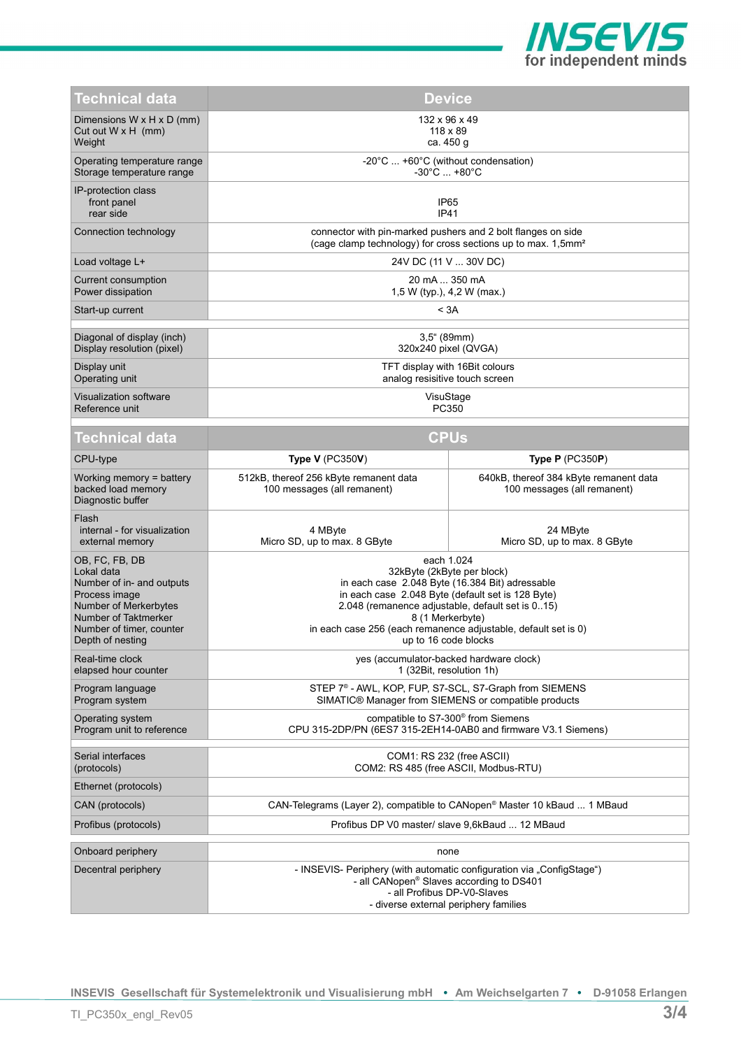| Technical data | Device |
|---|---|
| Dimensions W x H x D (mm)<br>Cut out W x H (mm)<br>Weight | 132 x 96 x 49<br>118 x 89<br>ca. 450 g |
| Operating temperature range<br>Storage temperature range | -20°C ... +60°C (without condensation)<br>-30°C ... +80°C |
| IP-protection class<br>front panel<br>rear side | <br>IP65<br>IP41 |
| Connection technology | connector with pin-marked pushers and 2 bolt flanges on side<br>(cage clamp technology) for cross sections up to max. 1,5mm² |
| Load voltage L+ | 24V DC (11 V ... 30V DC) |
| Current consumption<br>Power dissipation | 20 mA ... 350 mA<br>1,5 W (typ.), 4,2 W (max.) |
| Start-up current | < 3A |
| Diagonal of display (inch)<br>Display resolution (pixel) | 3,5" (89mm)<br>320x240 pixel (QVGA) |
| Display unit<br>Operating unit | TFT display with 16Bit colours<br>analog resisitive touch screen |
| Visualization software<br>Reference unit | VisuStage<br>PC350 |

| Technical data | CPUs | |
|---|---|---|
| CPU-type | **Type V** (PC350**V**) | **Type P** (PC350**P**) |
| Working memory = battery backed load memory<br>Diagnostic buffer | 512kB, thereof 256 kByte remanent data<br>100 messages (all remanent) | 640kB, thereof 384 kByte remanent data<br>100 messages (all remanent) |
| Flash<br>internal - for visualization<br>external memory | <br>4 MByte<br>Micro SD, up to max. 8 GByte | <br>24 MByte<br>Micro SD, up to max. 8 GByte |
| OB, FC, FB, DB<br>Lokal data<br>Number of in- and outputs<br>Process image<br>Number of Merkerbytes<br>Number of Taktmerker<br>Number of timer, counter<br>Depth of nesting | each 1.024<br>32kByte (2kByte per block)<br>in each case 2.048 Byte (16.384 Bit) adressable<br>in each case 2.048 Byte (default set is 128 Byte)<br>2.048 (remanence adjustable, default set is 0..15)<br>8 (1 Merkerbyte)<br>in each case 256 (each remanence adjustable, default set is 0)<br>up to 16 code blocks | |
| Real-time clock<br>elapsed hour counter | yes (accumulator-backed hardware clock)<br>1 (32Bit, resolution 1h) | |
| Program language<br>Program system | STEP 7® - AWL, KOP, FUP, S7-SCL, S7-Graph from SIEMENS<br>SIMATIC® Manager from SIEMENS or compatible products | |
| Operating system<br>Program unit to reference | compatible to S7-300® from Siemens<br>CPU 315-2DP/PN (6ES7 315-2EH14-0AB0 and firmware V3.1 Siemens) | |
| Serial interfaces<br>(protocols) | COM1: RS 232 (free ASCII)<br>COM2: RS 485 (free ASCII, Modbus-RTU) | |
| Ethernet (protocols) | | |
| CAN (protocols) | CAN-Telegrams (Layer 2), compatible to CANopen® Master 10 kBaud ... 1 MBaud | |
| Profibus (protocols) | Profibus DP V0 master/ slave 9,6kBaud ... 12 MBaud | |
| Onboard periphery | none | |
| Decentral periphery | - INSEVIS- Periphery (with automatic configuration via „ConfigStage")<br>- all CANopen® Slaves according to DS401<br>- all Profibus DP-V0-Slaves<br>- diverse external periphery families | |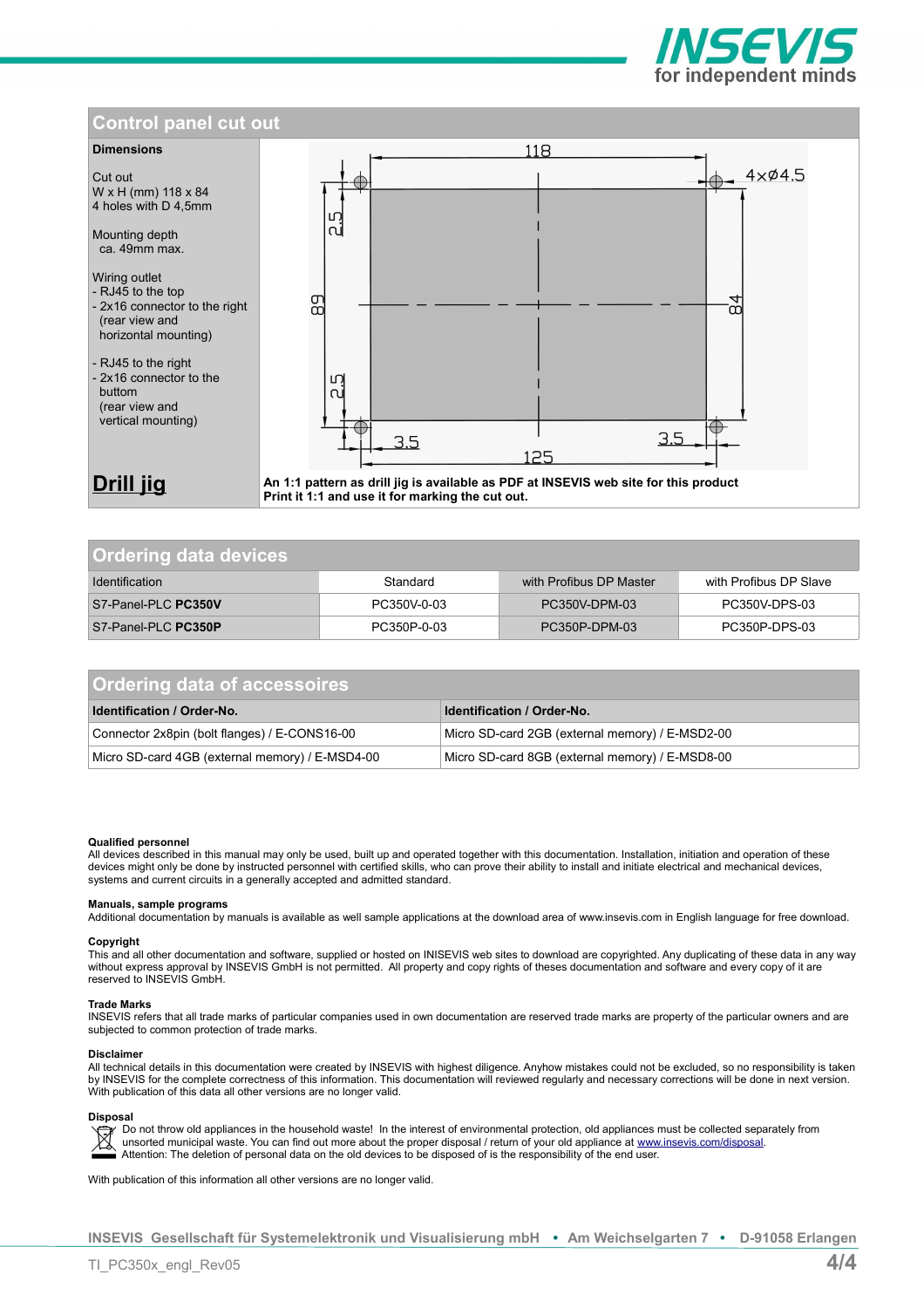## Control panel cut out

**Dimensions**

Cut out
W x H (mm) 118 x 84
4 holes with D 4,5mm

Mounting depth
ca. 49mm max.

Wiring outlet
- RJ45 to the top
- 2x16 connector to the right (rear view and horizontal mounting)

- RJ45 to the right
- 2x16 connector to the buttom (rear view and vertical mounting)

118
4xØ4.5
2.5
89
84
2.5
3.5
3.5
125

**Drill jig**

**An 1:1 pattern as drill jig is available as PDF at INSEVIS web site for this product**
**Print it 1:1 and use it for marking the cut out.**

## Ordering data devices

| Identification | Standard | with Profibus DP Master | with Profibus DP Slave |
|---|---|---|---|
| S7-Panel-PLC **PC350V** | PC350V-0-03 | PC350V-DPM-03 | PC350V-DPS-03 |
| S7-Panel-PLC **PC350P** | PC350P-0-03 | PC350P-DPM-03 | PC350P-DPS-03 |

## Ordering data of accessoires

| **Identification / Order-No.** | **Identification / Order-No.** |
|---|---|
| Connector 2x8pin (bolt flanges) / E-CONS16-00 | Micro SD-card 2GB (external memory) / E-MSD2-00 |
| Micro SD-card 4GB (external memory) / E-MSD4-00 | Micro SD-card 8GB (external memory) / E-MSD8-00 |

**Qualified personnel**
All devices described in this manual may only be used, built up and operated together with this documentation. Installation, initiation and operation of these devices might only be done by instructed personnel with certified skills, who can prove their ability to install and initiate electrical and mechanical devices, systems and current circuits in a generally accepted and admitted standard.

**Manuals, sample programs**
Additional documentation by manuals is available as well sample applications at the download area of www.insevis.com in English language for free download.

**Copyright**
This and all other documentation and software, supplied or hosted on INISEVIS web sites to download are copyrighted. Any duplicating of these data in any way without express approval by INSEVIS GmbH is not permitted. All property and copy rights of theses documentation and software and every copy of it are reserved to INSEVIS GmbH.

**Trade Marks**
INSEVIS refers that all trade marks of particular companies used in own documentation are reserved trade marks are property of the particular owners and are subjected to common protection of trade marks.

**Disclaimer**
All technical details in this documentation were created by INSEVIS with highest diligence. Anyhow mistakes could not be excluded, so no responsibility is taken by INSEVIS for the complete correctness of this information. This documentation will reviewed regularly and necessary corrections will be done in next version. With publication of this data all other versions are no longer valid.

**Disposal**
Do not throw old appliances in the household waste! In the interest of environmental protection, old appliances must be collected separately from unsorted municipal waste. You can find out more about the proper disposal / return of your old appliance at www.insevis.com/disposal.
Attention: The deletion of personal data on the old devices to be disposed of is the responsibility of the end user.

With publication of this information all other versions are no longer valid.

INSEVIS Gesellschaft für Systemelektronik und Visualisierung mbH • Am Weichselgarten 7 • D-91058 Erlangen

TI_PC350x_engl_Rev05